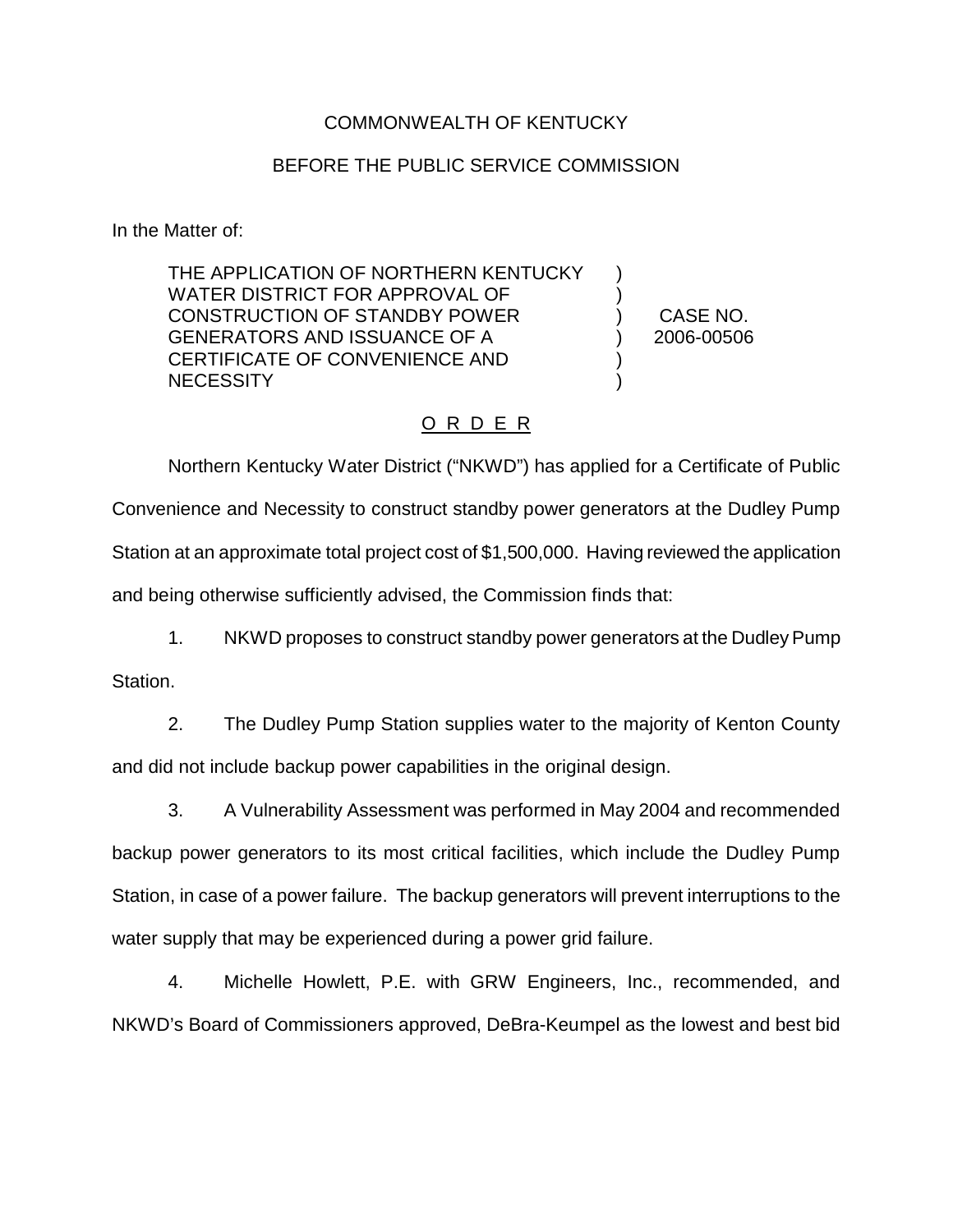COMMONWEALTH OF KENTUCKY

BEFORE THE PUBLIC SERVICE COMMISSION

In the Matter of:

| | | |
|---|---|---|
| THE APPLICATION OF NORTHERN KENTUCKY WATER DISTRICT FOR APPROVAL OF CONSTRUCTION OF STANDBY POWER GENERATORS AND ISSUANCE OF A CERTIFICATE OF CONVENIENCE AND NECESSITY | ) | CASE NO. 2006-00506 |

## O R D E R

Northern Kentucky Water District ("NKWD") has applied for a Certificate of Public Convenience and Necessity to construct standby power generators at the Dudley Pump Station at an approximate total project cost of $1,500,000. Having reviewed the application and being otherwise sufficiently advised, the Commission finds that:

1. NKWD proposes to construct standby power generators at the Dudley Pump Station.

2. The Dudley Pump Station supplies water to the majority of Kenton County and did not include backup power capabilities in the original design.

3. A Vulnerability Assessment was performed in May 2004 and recommended backup power generators to its most critical facilities, which include the Dudley Pump Station, in case of a power failure. The backup generators will prevent interruptions to the water supply that may be experienced during a power grid failure.

4. Michelle Howlett, P.E. with GRW Engineers, Inc., recommended, and NKWD's Board of Commissioners approved, DeBra-Keumpel as the lowest and best bid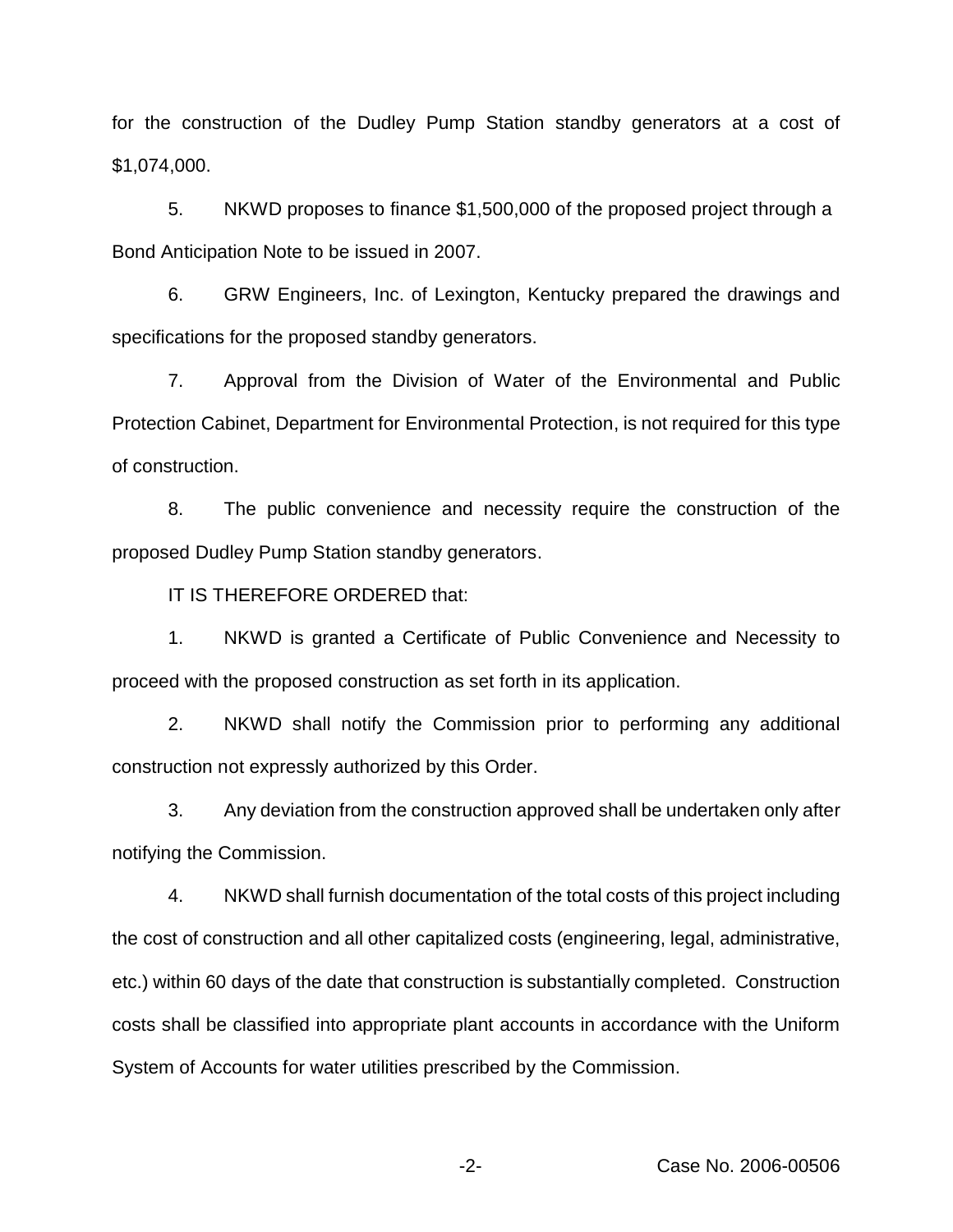for the construction of the Dudley Pump Station standby generators at a cost of $1,074,000.

5. NKWD proposes to finance $1,500,000 of the proposed project through a Bond Anticipation Note to be issued in 2007.

6. GRW Engineers, Inc. of Lexington, Kentucky prepared the drawings and specifications for the proposed standby generators.

7. Approval from the Division of Water of the Environmental and Public Protection Cabinet, Department for Environmental Protection, is not required for this type of construction.

8. The public convenience and necessity require the construction of the proposed Dudley Pump Station standby generators.

IT IS THEREFORE ORDERED that:

1. NKWD is granted a Certificate of Public Convenience and Necessity to proceed with the proposed construction as set forth in its application.

2. NKWD shall notify the Commission prior to performing any additional construction not expressly authorized by this Order.

3. Any deviation from the construction approved shall be undertaken only after notifying the Commission.

4. NKWD shall furnish documentation of the total costs of this project including the cost of construction and all other capitalized costs (engineering, legal, administrative, etc.) within 60 days of the date that construction is substantially completed. Construction costs shall be classified into appropriate plant accounts in accordance with the Uniform System of Accounts for water utilities prescribed by the Commission.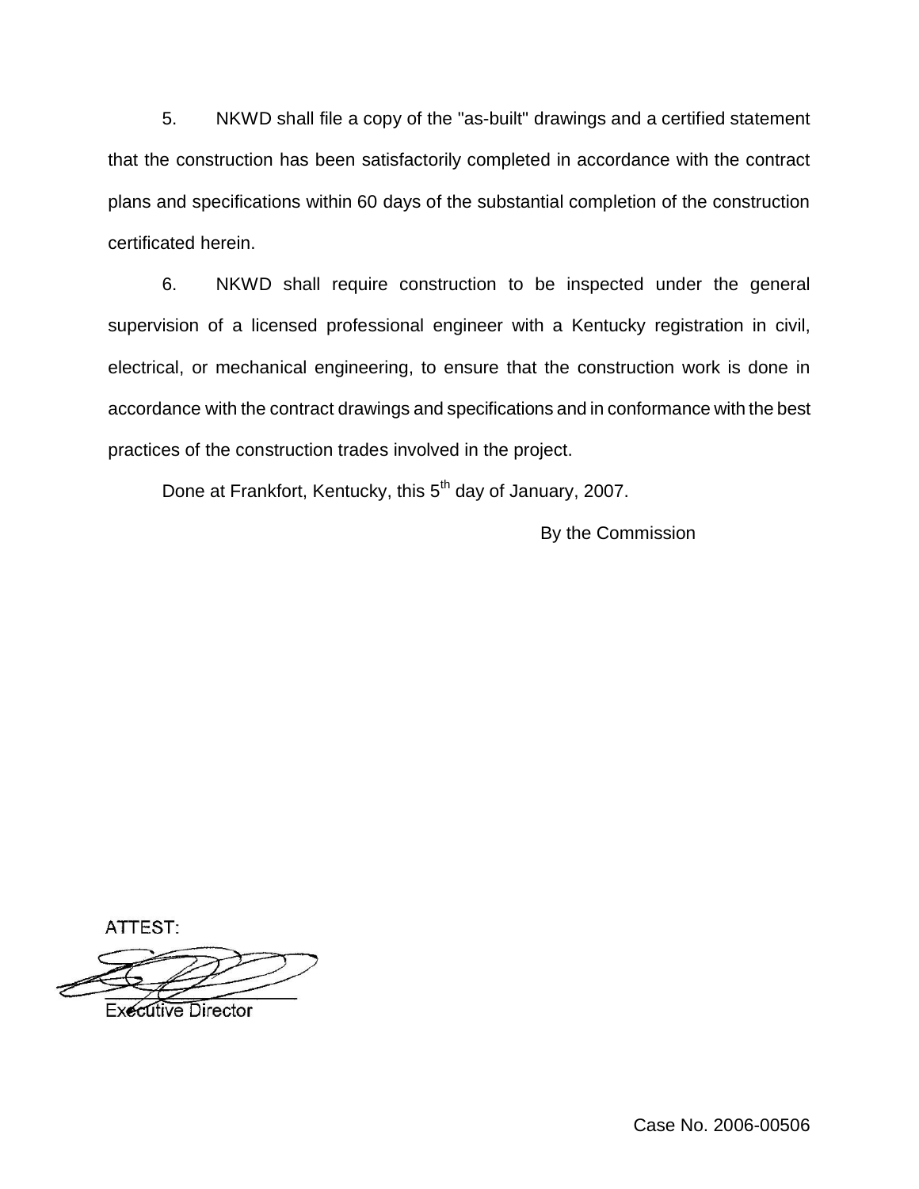5. NKWD shall file a copy of the "as-built" drawings and a certified statement that the construction has been satisfactorily completed in accordance with the contract plans and specifications within 60 days of the substantial completion of the construction certificated herein.

6. NKWD shall require construction to be inspected under the general supervision of a licensed professional engineer with a Kentucky registration in civil, electrical, or mechanical engineering, to ensure that the construction work is done in accordance with the contract drawings and specifications and in conformance with the best practices of the construction trades involved in the project.

Done at Frankfort, Kentucky, this 5th day of January, 2007.

By the Commission

ATTEST:

Executive Director

Case No. 2006-00506